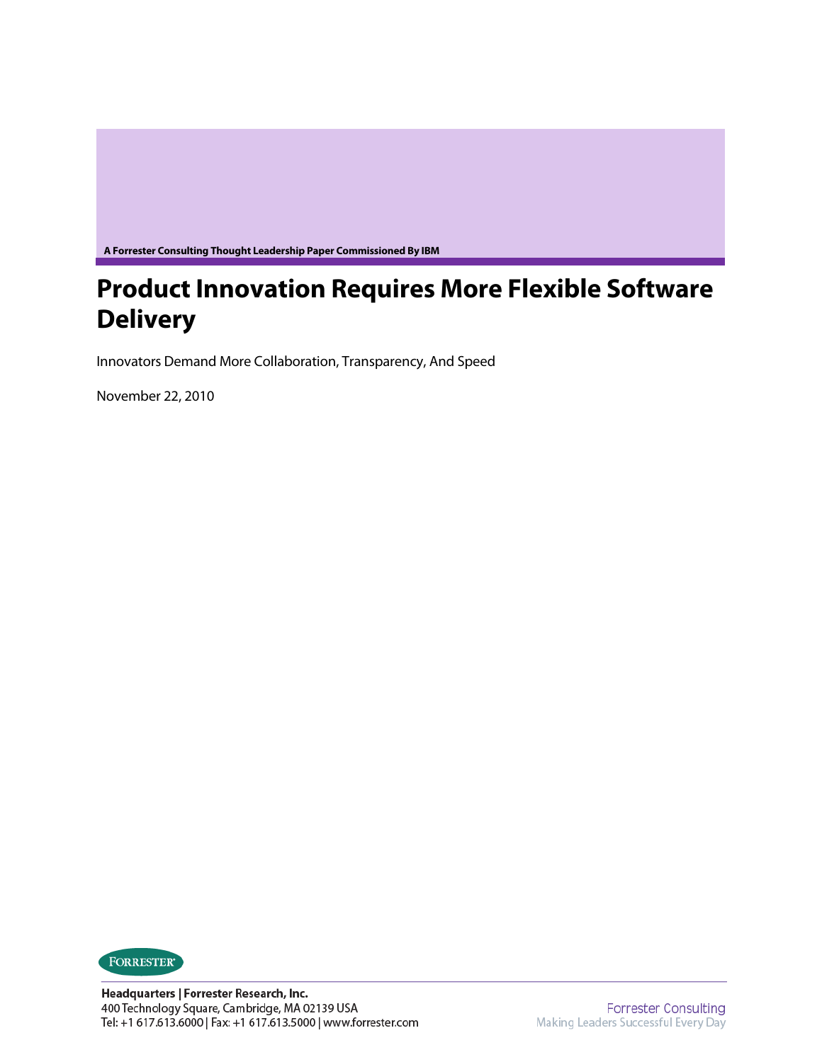A Forrester Consulting Thought Leadership Paper Commissioned By IBM

# Product Innovation Requires More Flexible Software Delivery

Innovators Demand More Collaboration, Transparency, And Speed

November 22, 2010

FORRESTER

**Headquarters | Forrester Research, Inc.**
400 Technology Square, Cambridge, MA 02139 USA
Tel: +1 617.613.6000 | Fax: +1 617.613.5000 | www.forrester.com

Forrester Consulting
Making Leaders Successful Every Day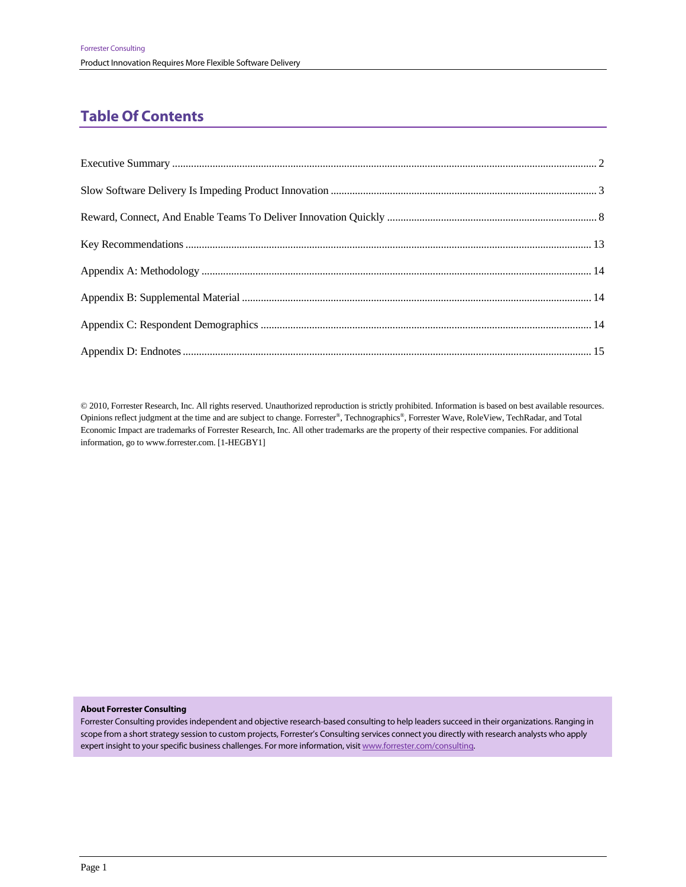## Table Of Contents

Executive Summary ..... 2

Slow Software Delivery Is Impeding Product Innovation ..... 3

Reward, Connect, And Enable Teams To Deliver Innovation Quickly ..... 8

Key Recommendations ..... 13

Appendix A: Methodology ..... 14

Appendix B: Supplemental Material ..... 14

Appendix C: Respondent Demographics ..... 14

Appendix D: Endnotes ..... 15

© 2010, Forrester Research, Inc. All rights reserved. Unauthorized reproduction is strictly prohibited. Information is based on best available resources. Opinions reflect judgment at the time and are subject to change. Forrester®, Technographics®, Forrester Wave, RoleView, TechRadar, and Total Economic Impact are trademarks of Forrester Research, Inc. All other trademarks are the property of their respective companies. For additional information, go to www.forrester.com. [1-HEGBY1]

**About Forrester Consulting**

Forrester Consulting provides independent and objective research-based consulting to help leaders succeed in their organizations. Ranging in scope from a short strategy session to custom projects, Forrester's Consulting services connect you directly with research analysts who apply expert insight to your specific business challenges. For more information, visit www.forrester.com/consulting.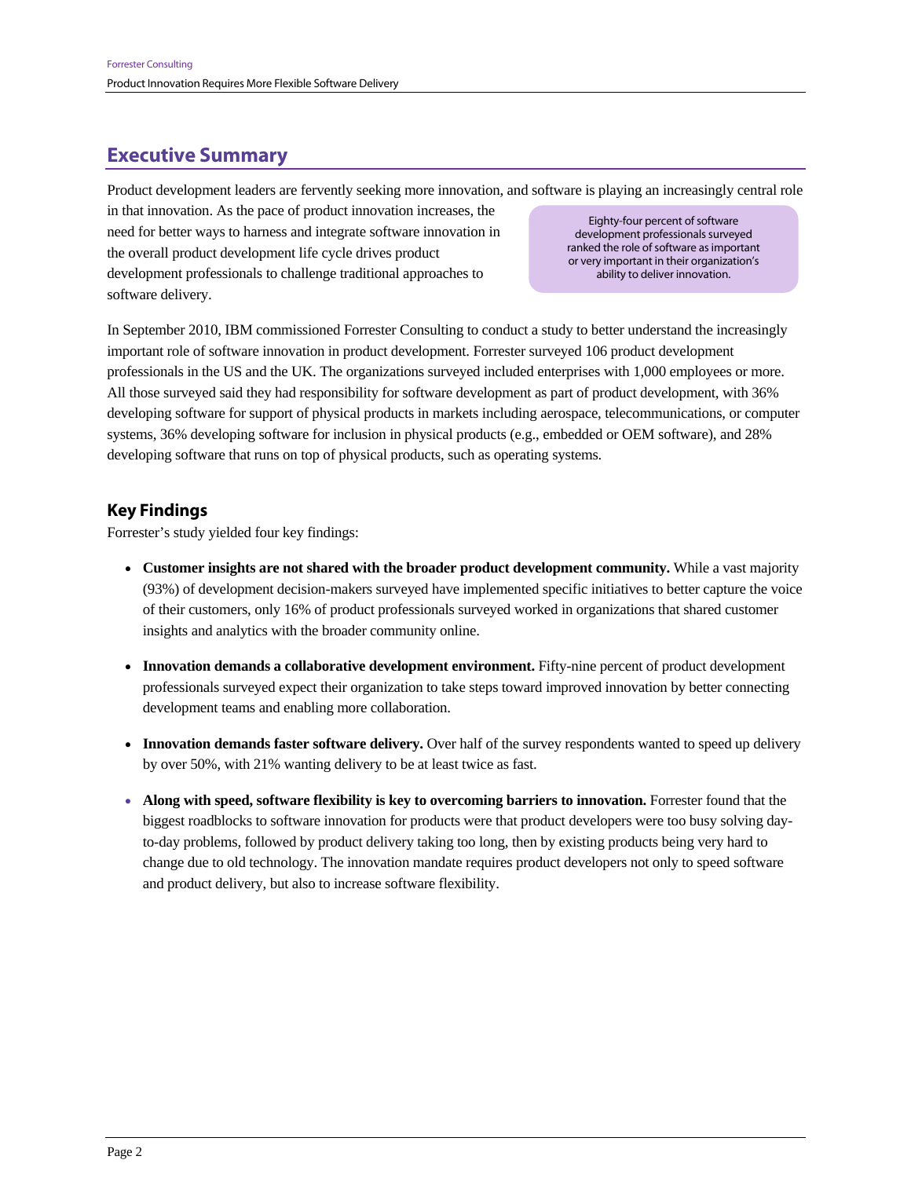## Executive Summary

Product development leaders are fervently seeking more innovation, and software is playing an increasingly central role in that innovation. As the pace of product innovation increases, the need for better ways to harness and integrate software innovation in the overall product development life cycle drives product development professionals to challenge traditional approaches to software delivery.

> Eighty-four percent of software development professionals surveyed ranked the role of software as important or very important in their organization's ability to deliver innovation.

In September 2010, IBM commissioned Forrester Consulting to conduct a study to better understand the increasingly important role of software innovation in product development. Forrester surveyed 106 product development professionals in the US and the UK. The organizations surveyed included enterprises with 1,000 employees or more. All those surveyed said they had responsibility for software development as part of product development, with 36% developing software for support of physical products in markets including aerospace, telecommunications, or computer systems, 36% developing software for inclusion in physical products (e.g., embedded or OEM software), and 28% developing software that runs on top of physical products, such as operating systems.

### Key Findings

Forrester's study yielded four key findings:

- **Customer insights are not shared with the broader product development community.** While a vast majority (93%) of development decision-makers surveyed have implemented specific initiatives to better capture the voice of their customers, only 16% of product professionals surveyed worked in organizations that shared customer insights and analytics with the broader community online.
- **Innovation demands a collaborative development environment.** Fifty-nine percent of product development professionals surveyed expect their organization to take steps toward improved innovation by better connecting development teams and enabling more collaboration.
- **Innovation demands faster software delivery.** Over half of the survey respondents wanted to speed up delivery by over 50%, with 21% wanting delivery to be at least twice as fast.
- **Along with speed, software flexibility is key to overcoming barriers to innovation.** Forrester found that the biggest roadblocks to software innovation for products were that product developers were too busy solving day-to-day problems, followed by product delivery taking too long, then by existing products being very hard to change due to old technology. The innovation mandate requires product developers not only to speed software and product delivery, but also to increase software flexibility.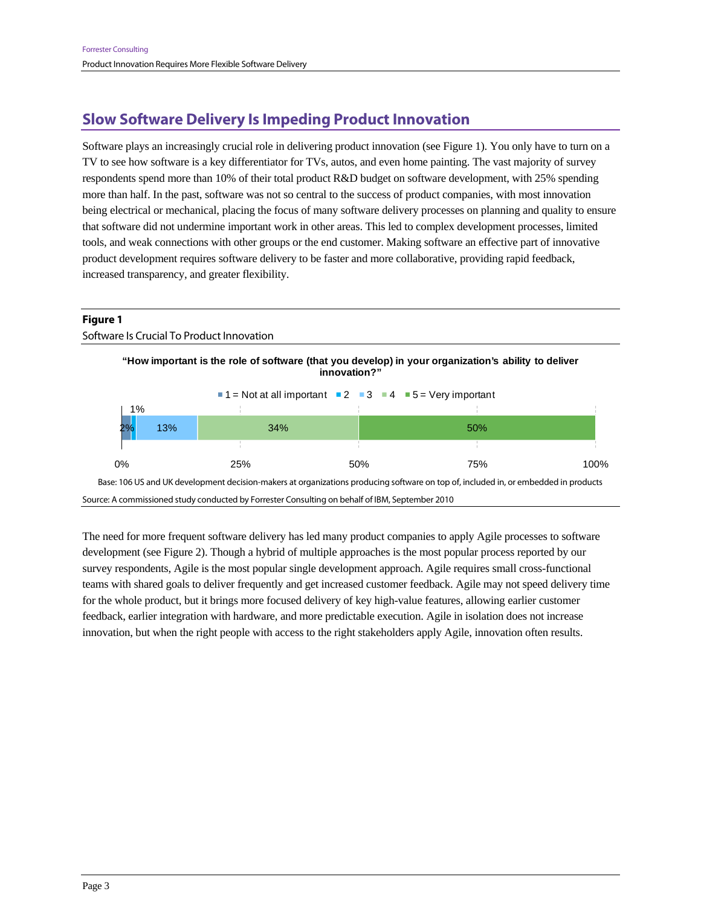## Slow Software Delivery Is Impeding Product Innovation

Software plays an increasingly crucial role in delivering product innovation (see Figure 1). You only have to turn on a TV to see how software is a key differentiator for TVs, autos, and even home painting. The vast majority of survey respondents spend more than 10% of their total product R&D budget on software development, with 25% spending more than half. In the past, software was not so central to the success of product companies, with most innovation being electrical or mechanical, placing the focus of many software delivery processes on planning and quality to ensure that software did not undermine important work in other areas. This led to complex development processes, limited tools, and weak connections with other groups or the end customer. Making software an effective part of innovative product development requires software delivery to be faster and more collaborative, providing rapid feedback, increased transparency, and greater flexibility.

**Figure 1**

Software Is Crucial To Product Innovation

**"How important is the role of software (that you develop) in your organization's ability to deliver innovation?"**

| 1 = Not at all important | 2 | 3 | 4 | 5 = Very important |
|---|---|---|---|---|
| 2% | 1% | 13% | 34% | 50% |

Base: 106 US and UK development decision-makers at organizations producing software on top of, included in, or embedded in products

Source: A commissioned study conducted by Forrester Consulting on behalf of IBM, September 2010

The need for more frequent software delivery has led many product companies to apply Agile processes to software development (see Figure 2). Though a hybrid of multiple approaches is the most popular process reported by our survey respondents, Agile is the most popular single development approach. Agile requires small cross-functional teams with shared goals to deliver frequently and get increased customer feedback. Agile may not speed delivery time for the whole product, but it brings more focused delivery of key high-value features, allowing earlier customer feedback, earlier integration with hardware, and more predictable execution. Agile in isolation does not increase innovation, but when the right people with access to the right stakeholders apply Agile, innovation often results.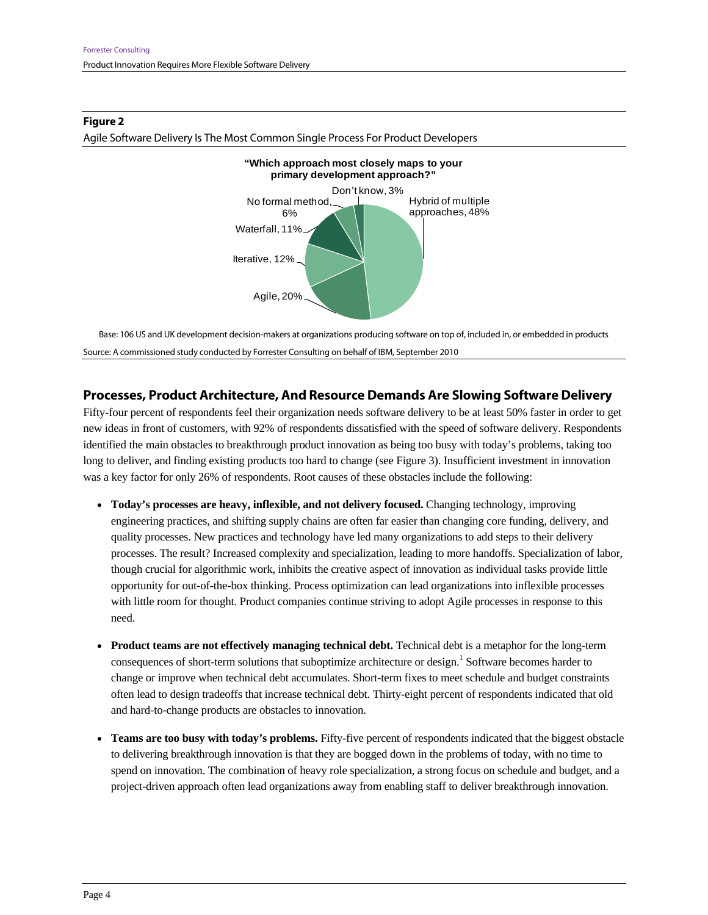**Figure 2**

Agile Software Delivery Is The Most Common Single Process For Product Developers

**"Which approach most closely maps to your primary development approach?"**

| Approach | Percentage |
| --- | --- |
| Hybrid of multiple approaches | 48% |
| Agile | 20% |
| Iterative | 12% |
| Waterfall | 11% |
| No formal method | 6% |
| Don't know | 3% |

Base: 106 US and UK development decision-makers at organizations producing software on top of, included in, or embedded in products

Source: A commissioned study conducted by Forrester Consulting on behalf of IBM, September 2010

## Processes, Product Architecture, And Resource Demands Are Slowing Software Delivery

Fifty-four percent of respondents feel their organization needs software delivery to be at least 50% faster in order to get new ideas in front of customers, with 92% of respondents dissatisfied with the speed of software delivery. Respondents identified the main obstacles to breakthrough product innovation as being too busy with today's problems, taking too long to deliver, and finding existing products too hard to change (see Figure 3). Insufficient investment in innovation was a key factor for only 26% of respondents. Root causes of these obstacles include the following:

- **Today's processes are heavy, inflexible, and not delivery focused.** Changing technology, improving engineering practices, and shifting supply chains are often far easier than changing core funding, delivery, and quality processes. New practices and technology have led many organizations to add steps to their delivery processes. The result? Increased complexity and specialization, leading to more handoffs. Specialization of labor, though crucial for algorithmic work, inhibits the creative aspect of innovation as individual tasks provide little opportunity for out-of-the-box thinking. Process optimization can lead organizations into inflexible processes with little room for thought. Product companies continue striving to adopt Agile processes in response to this need.

- **Product teams are not effectively managing technical debt.** Technical debt is a metaphor for the long-term consequences of short-term solutions that suboptimize architecture or design.[1] Software becomes harder to change or improve when technical debt accumulates. Short-term fixes to meet schedule and budget constraints often lead to design tradeoffs that increase technical debt. Thirty-eight percent of respondents indicated that old and hard-to-change products are obstacles to innovation.

- **Teams are too busy with today's problems.** Fifty-five percent of respondents indicated that the biggest obstacle to delivering breakthrough innovation is that they are bogged down in the problems of today, with no time to spend on innovation. The combination of heavy role specialization, a strong focus on schedule and budget, and a project-driven approach often lead organizations away from enabling staff to deliver breakthrough innovation.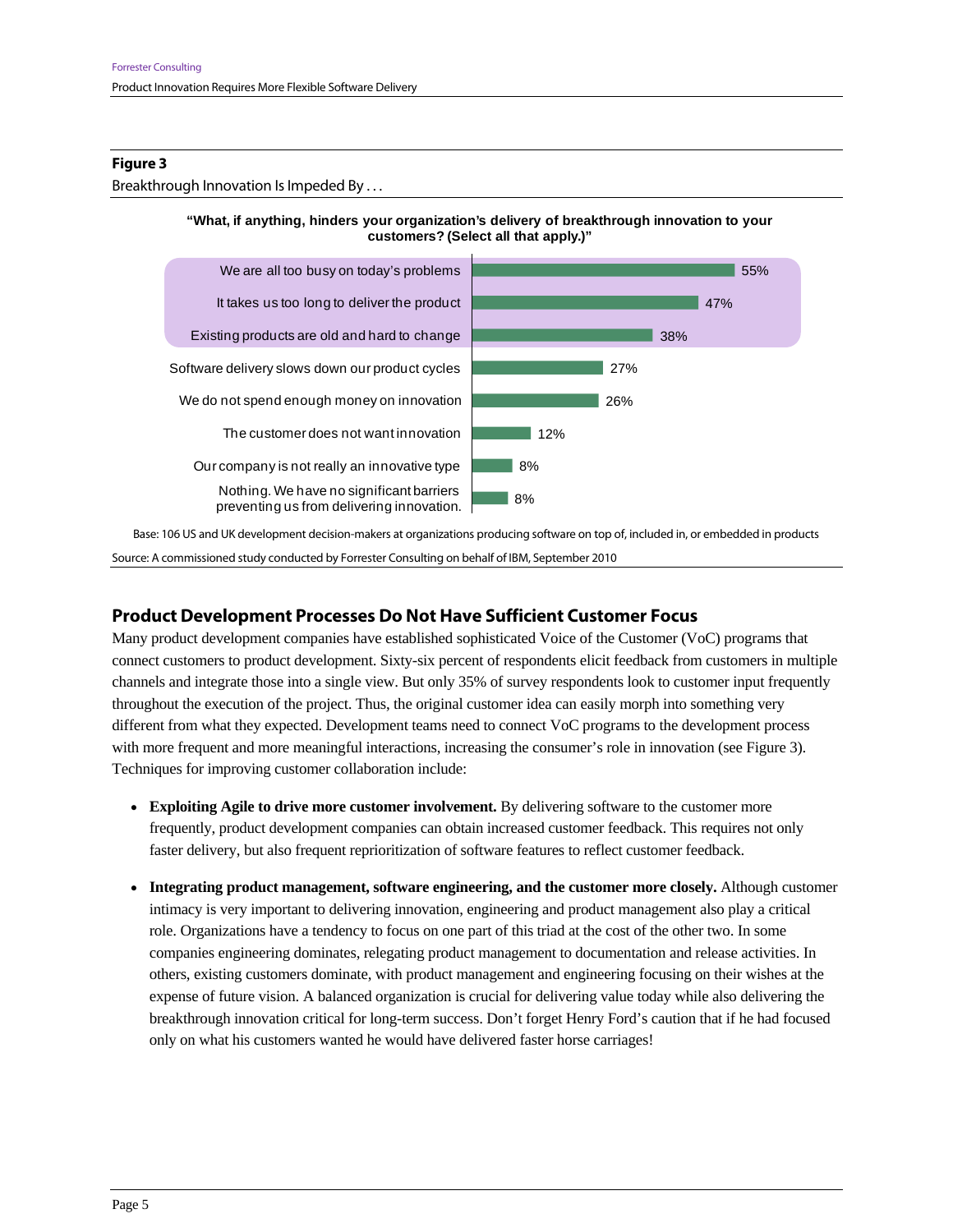**Figure 3**

Breakthrough Innovation Is Impeded By . . .

**"What, if anything, hinders your organization's delivery of breakthrough innovation to your customers? (Select all that apply.)"**

| Response | Percentage |
|---|---|
| We are all too busy on today's problems | 55% |
| It takes us too long to deliver the product | 47% |
| Existing products are old and hard to change | 38% |
| Software delivery slows down our product cycles | 27% |
| We do not spend enough money on innovation | 26% |
| The customer does not want innovation | 12% |
| Our company is not really an innovative type | 8% |
| Nothing. We have no significant barriers preventing us from delivering innovation. | 8% |

Base: 106 US and UK development decision-makers at organizations producing software on top of, included in, or embedded in products

Source: A commissioned study conducted by Forrester Consulting on behalf of IBM, September 2010

## Product Development Processes Do Not Have Sufficient Customer Focus

Many product development companies have established sophisticated Voice of the Customer (VoC) programs that connect customers to product development. Sixty-six percent of respondents elicit feedback from customers in multiple channels and integrate those into a single view. But only 35% of survey respondents look to customer input frequently throughout the execution of the project. Thus, the original customer idea can easily morph into something very different from what they expected. Development teams need to connect VoC programs to the development process with more frequent and more meaningful interactions, increasing the consumer's role in innovation (see Figure 3). Techniques for improving customer collaboration include:

- **Exploiting Agile to drive more customer involvement.** By delivering software to the customer more frequently, product development companies can obtain increased customer feedback. This requires not only faster delivery, but also frequent reprioritization of software features to reflect customer feedback.
- **Integrating product management, software engineering, and the customer more closely.** Although customer intimacy is very important to delivering innovation, engineering and product management also play a critical role. Organizations have a tendency to focus on one part of this triad at the cost of the other two. In some companies engineering dominates, relegating product management to documentation and release activities. In others, existing customers dominate, with product management and engineering focusing on their wishes at the expense of future vision. A balanced organization is crucial for delivering value today while also delivering the breakthrough innovation critical for long-term success. Don't forget Henry Ford's caution that if he had focused only on what his customers wanted he would have delivered faster horse carriages!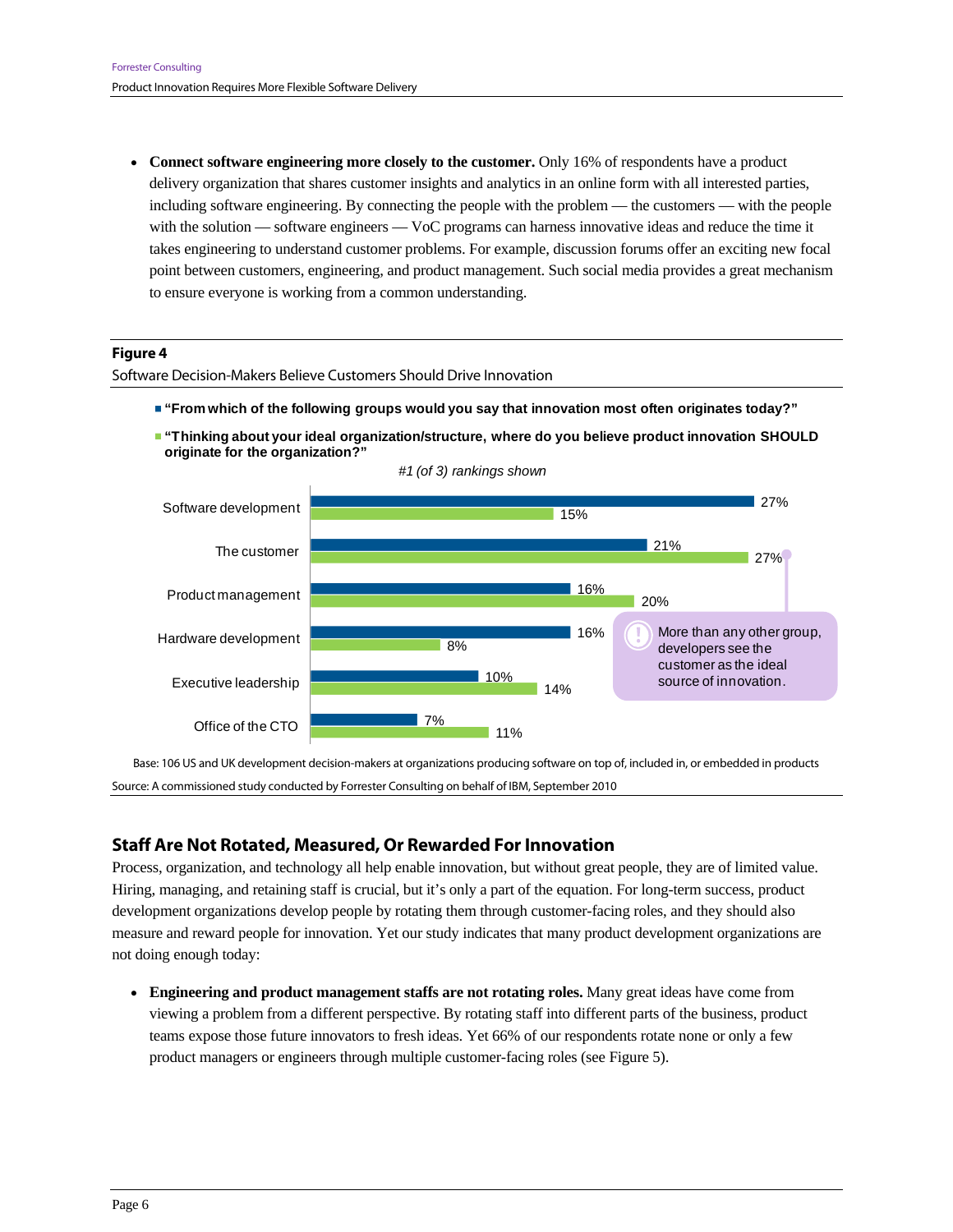- **Connect software engineering more closely to the customer.** Only 16% of respondents have a product delivery organization that shares customer insights and analytics in an online form with all interested parties, including software engineering. By connecting the people with the problem — the customers — with the people with the solution — software engineers — VoC programs can harness innovative ideas and reduce the time it takes engineering to understand customer problems. For example, discussion forums offer an exciting new focal point between customers, engineering, and product management. Such social media provides a great mechanism to ensure everyone is working from a common understanding.

**Figure 4**

Software Decision-Makers Believe Customers Should Drive Innovation

- **"From which of the following groups would you say that innovation most often originates today?"**
- **"Thinking about your ideal organization/structure, where do you believe product innovation SHOULD originate for the organization?"**

*#1 (of 3) rankings shown*

| Group | Innovation most often originates today | Product innovation SHOULD originate |
|---|---|---|
| Software development | 27% | 15% |
| The customer | 21% | 27% |
| Product management | 16% | 20% |
| Hardware development | 16% | 8% |
| Executive leadership | 10% | 14% |
| Office of the CTO | 7% | 11% |

More than any other group, developers see the customer as the ideal source of innovation.

Base: 106 US and UK development decision-makers at organizations producing software on top of, included in, or embedded in products

Source: A commissioned study conducted by Forrester Consulting on behalf of IBM, September 2010

## Staff Are Not Rotated, Measured, Or Rewarded For Innovation

Process, organization, and technology all help enable innovation, but without great people, they are of limited value. Hiring, managing, and retaining staff is crucial, but it's only a part of the equation. For long-term success, product development organizations develop people by rotating them through customer-facing roles, and they should also measure and reward people for innovation. Yet our study indicates that many product development organizations are not doing enough today:

- **Engineering and product management staffs are not rotating roles.** Many great ideas have come from viewing a problem from a different perspective. By rotating staff into different parts of the business, product teams expose those future innovators to fresh ideas. Yet 66% of our respondents rotate none or only a few product managers or engineers through multiple customer-facing roles (see Figure 5).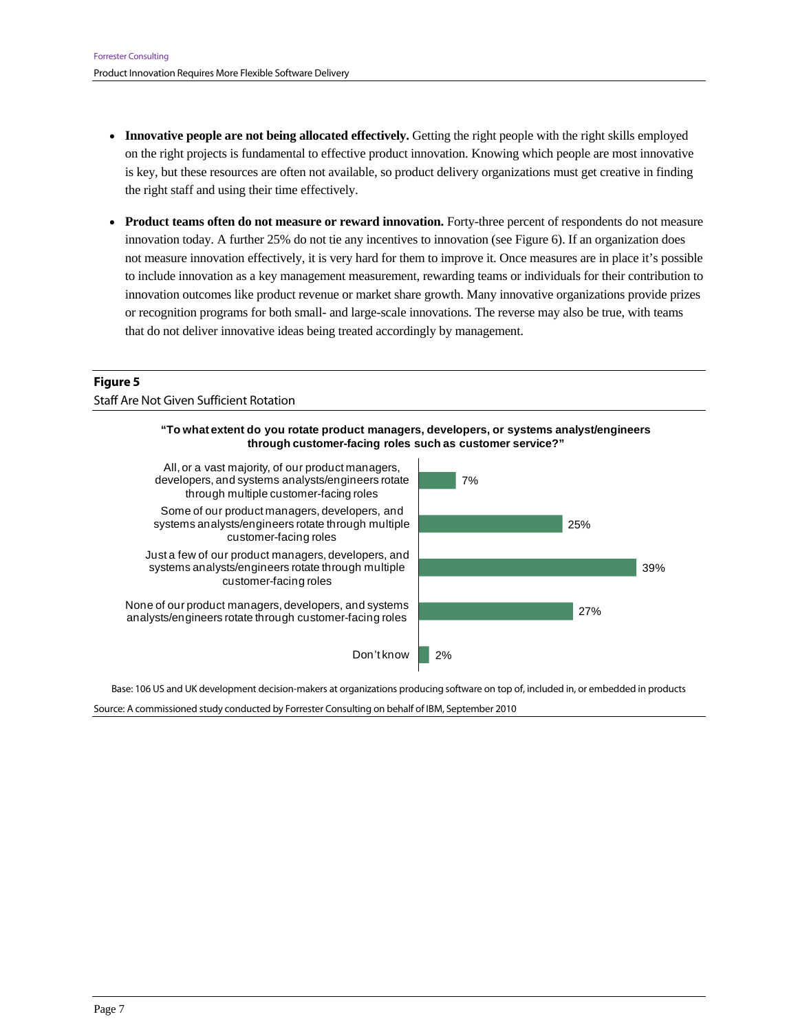- **Innovative people are not being allocated effectively.** Getting the right people with the right skills employed on the right projects is fundamental to effective product innovation. Knowing which people are most innovative is key, but these resources are often not available, so product delivery organizations must get creative in finding the right staff and using their time effectively.

- **Product teams often do not measure or reward innovation.** Forty-three percent of respondents do not measure innovation today. A further 25% do not tie any incentives to innovation (see Figure 6). If an organization does not measure innovation effectively, it is very hard for them to improve it. Once measures are in place it's possible to include innovation as a key management measurement, rewarding teams or individuals for their contribution to innovation outcomes like product revenue or market share growth. Many innovative organizations provide prizes or recognition programs for both small- and large-scale innovations. The reverse may also be true, with teams that do not deliver innovative ideas being treated accordingly by management.

**Figure 5**

Staff Are Not Given Sufficient Rotation

**"To what extent do you rotate product managers, developers, or systems analyst/engineers through customer-facing roles such as customer service?"**

| Response | Percentage |
|---|---|
| All, or a vast majority, of our product managers, developers, and systems analysts/engineers rotate through multiple customer-facing roles | 7% |
| Some of our product managers, developers, and systems analysts/engineers rotate through multiple customer-facing roles | 25% |
| Just a few of our product managers, developers, and systems analysts/engineers rotate through multiple customer-facing roles | 39% |
| None of our product managers, developers, and systems analysts/engineers rotate through customer-facing roles | 27% |
| Don't know | 2% |

Base: 106 US and UK development decision-makers at organizations producing software on top of, included in, or embedded in products

Source: A commissioned study conducted by Forrester Consulting on behalf of IBM, September 2010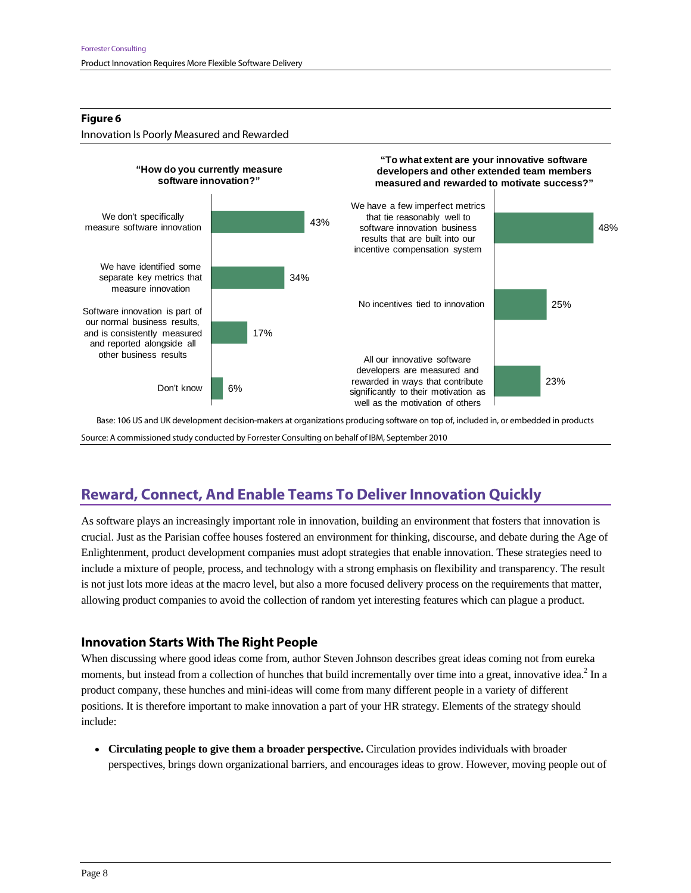**Figure 6**

Innovation Is Poorly Measured and Rewarded

**"How do you currently measure software innovation?"**

| Response | % |
|---|---|
| We don't specifically measure software innovation | 43% |
| We have identified some separate key metrics that measure innovation | 34% |
| Software innovation is part of our normal business results, and is consistently measured and reported alongside all other business results | 17% |
| Don't know | 6% |

**"To what extent are your innovative software developers and other extended team members measured and rewarded to motivate success?"**

| Response | % |
|---|---|
| We have a few imperfect metrics that tie reasonably well to software innovation business results that are built into our incentive compensation system | 48% |
| No incentives tied to innovation | 25% |
| All our innovative software developers are measured and rewarded in ways that contribute significantly to their motivation as well as the motivation of others | 23% |

Base: 106 US and UK development decision-makers at organizations producing software on top of, included in, or embedded in products

Source: A commissioned study conducted by Forrester Consulting on behalf of IBM, September 2010

## Reward, Connect, And Enable Teams To Deliver Innovation Quickly

As software plays an increasingly important role in innovation, building an environment that fosters that innovation is crucial. Just as the Parisian coffee houses fostered an environment for thinking, discourse, and debate during the Age of Enlightenment, product development companies must adopt strategies that enable innovation. These strategies need to include a mixture of people, process, and technology with a strong emphasis on flexibility and transparency. The result is not just lots more ideas at the macro level, but also a more focused delivery process on the requirements that matter, allowing product companies to avoid the collection of random yet interesting features which can plague a product.

### Innovation Starts With The Right People

When discussing where good ideas come from, author Steven Johnson describes great ideas coming not from eureka moments, but instead from a collection of hunches that build incrementally over time into a great, innovative idea.[2] In a product company, these hunches and mini-ideas will come from many different people in a variety of different positions. It is therefore important to make innovation a part of your HR strategy. Elements of the strategy should include:

- **Circulating people to give them a broader perspective.** Circulation provides individuals with broader perspectives, brings down organizational barriers, and encourages ideas to grow. However, moving people out of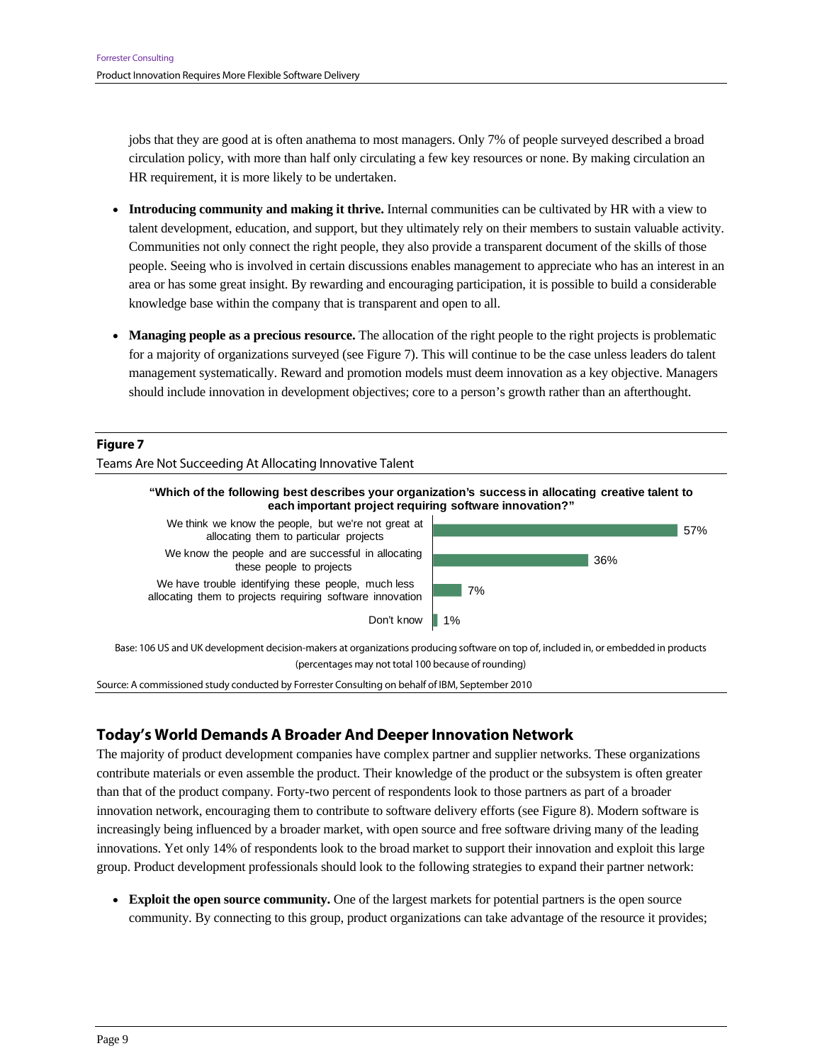jobs that they are good at is often anathema to most managers. Only 7% of people surveyed described a broad circulation policy, with more than half only circulating a few key resources or none. By making circulation an HR requirement, it is more likely to be undertaken.

- **Introducing community and making it thrive.** Internal communities can be cultivated by HR with a view to talent development, education, and support, but they ultimately rely on their members to sustain valuable activity. Communities not only connect the right people, they also provide a transparent document of the skills of those people. Seeing who is involved in certain discussions enables management to appreciate who has an interest in an area or has some great insight. By rewarding and encouraging participation, it is possible to build a considerable knowledge base within the company that is transparent and open to all.
- **Managing people as a precious resource.** The allocation of the right people to the right projects is problematic for a majority of organizations surveyed (see Figure 7). This will continue to be the case unless leaders do talent management systematically. Reward and promotion models must deem innovation as a key objective. Managers should include innovation in development objectives; core to a person's growth rather than an afterthought.

**Figure 7**

Teams Are Not Succeeding At Allocating Innovative Talent

**"Which of the following best describes your organization's success in allocating creative talent to each important project requiring software innovation?"**

| Response | Percentage |
|---|---|
| We think we know the people, but we're not great at allocating them to particular projects | 57% |
| We know the people and are successful in allocating these people to projects | 36% |
| We have trouble identifying these people, much less allocating them to projects requiring software innovation | 7% |
| Don't know | 1% |

Base: 106 US and UK development decision-makers at organizations producing software on top of, included in, or embedded in products (percentages may not total 100 because of rounding)

Source: A commissioned study conducted by Forrester Consulting on behalf of IBM, September 2010

## Today's World Demands A Broader And Deeper Innovation Network

The majority of product development companies have complex partner and supplier networks. These organizations contribute materials or even assemble the product. Their knowledge of the product or the subsystem is often greater than that of the product company. Forty-two percent of respondents look to those partners as part of a broader innovation network, encouraging them to contribute to software delivery efforts (see Figure 8). Modern software is increasingly being influenced by a broader market, with open source and free software driving many of the leading innovations. Yet only 14% of respondents look to the broad market to support their innovation and exploit this large group. Product development professionals should look to the following strategies to expand their partner network:

- **Exploit the open source community.** One of the largest markets for potential partners is the open source community. By connecting to this group, product organizations can take advantage of the resource it provides;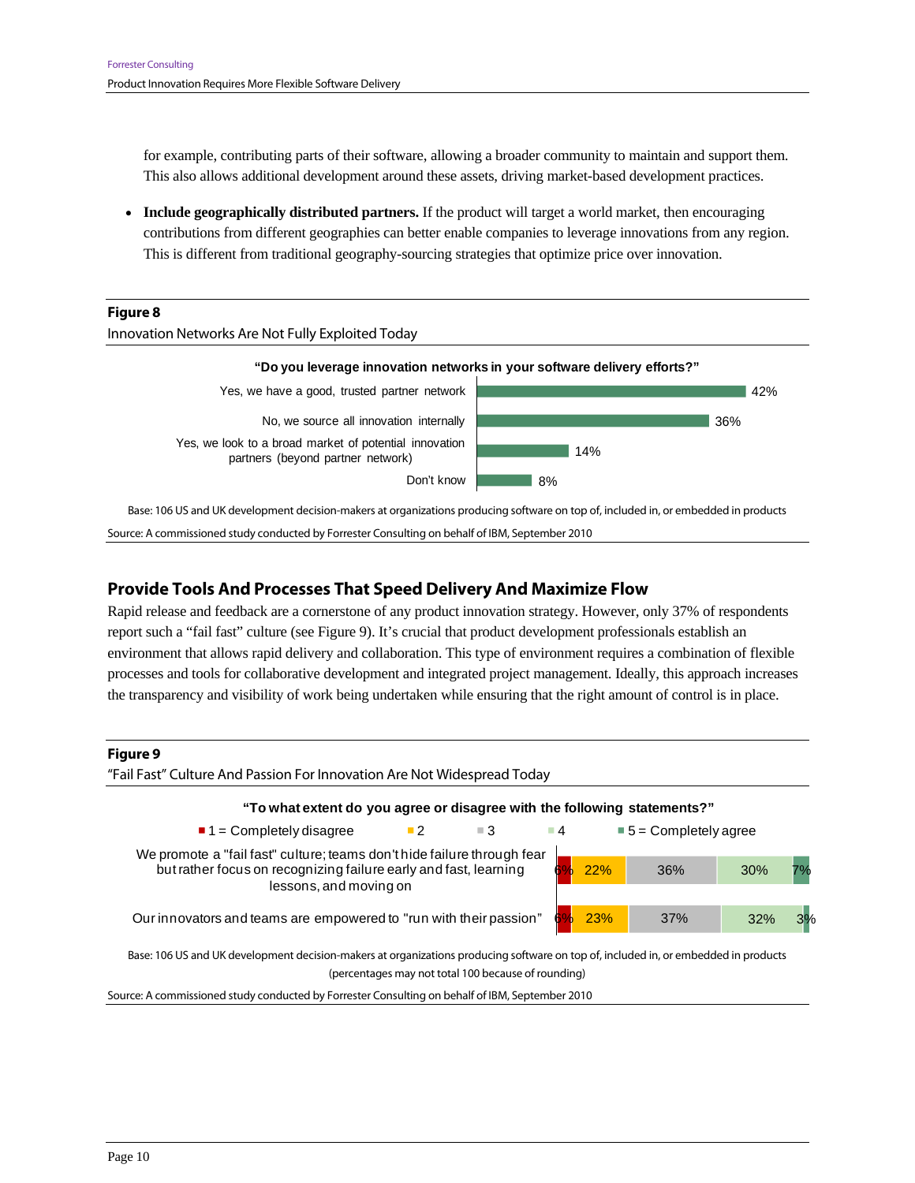for example, contributing parts of their software, allowing a broader community to maintain and support them. This also allows additional development around these assets, driving market-based development practices.

- **Include geographically distributed partners.** If the product will target a world market, then encouraging contributions from different geographies can better enable companies to leverage innovations from any region. This is different from traditional geography-sourcing strategies that optimize price over innovation.

**Figure 8**

Innovation Networks Are Not Fully Exploited Today

**"Do you leverage innovation networks in your software delivery efforts?"**

| Response | Percentage |
|---|---|
| Yes, we have a good, trusted partner network | 42% |
| No, we source all innovation internally | 36% |
| Yes, we look to a broad market of potential innovation partners (beyond partner network) | 14% |
| Don't know | 8% |

Base: 106 US and UK development decision-makers at organizations producing software on top of, included in, or embedded in products

Source: A commissioned study conducted by Forrester Consulting on behalf of IBM, September 2010

## Provide Tools And Processes That Speed Delivery And Maximize Flow

Rapid release and feedback are a cornerstone of any product innovation strategy. However, only 37% of respondents report such a "fail fast" culture (see Figure 9). It's crucial that product development professionals establish an environment that allows rapid delivery and collaboration. This type of environment requires a combination of flexible processes and tools for collaborative development and integrated project management. Ideally, this approach increases the transparency and visibility of work being undertaken while ensuring that the right amount of control is in place.

**Figure 9**

"Fail Fast" Culture And Passion For Innovation Are Not Widespread Today

**"To what extent do you agree or disagree with the following statements?"**

| Statement | 1 = Completely disagree | 2 | 3 | 4 | 5 = Completely agree |
|---|---|---|---|---|---|
| We promote a "fail fast" culture; teams don't hide failure through fear but rather focus on recognizing failure early and fast, learning lessons, and moving on | 6% | 22% | 36% | 30% | 7% |
| Our innovators and teams are empowered to "run with their passion" | 6% | 23% | 37% | 32% | 3% |

Base: 106 US and UK development decision-makers at organizations producing software on top of, included in, or embedded in products (percentages may not total 100 because of rounding)

Source: A commissioned study conducted by Forrester Consulting on behalf of IBM, September 2010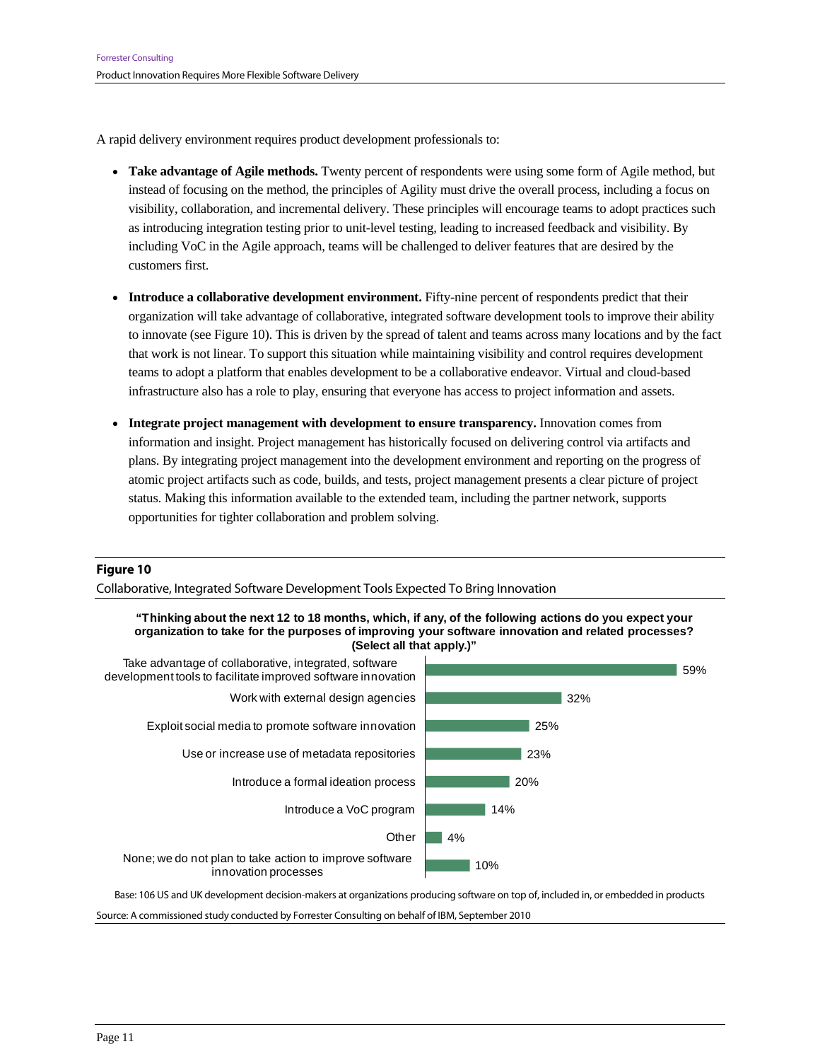A rapid delivery environment requires product development professionals to:

- **Take advantage of Agile methods.** Twenty percent of respondents were using some form of Agile method, but instead of focusing on the method, the principles of Agility must drive the overall process, including a focus on visibility, collaboration, and incremental delivery. These principles will encourage teams to adopt practices such as introducing integration testing prior to unit-level testing, leading to increased feedback and visibility. By including VoC in the Agile approach, teams will be challenged to deliver features that are desired by the customers first.

- **Introduce a collaborative development environment.** Fifty-nine percent of respondents predict that their organization will take advantage of collaborative, integrated software development tools to improve their ability to innovate (see Figure 10). This is driven by the spread of talent and teams across many locations and by the fact that work is not linear. To support this situation while maintaining visibility and control requires development teams to adopt a platform that enables development to be a collaborative endeavor. Virtual and cloud-based infrastructure also has a role to play, ensuring that everyone has access to project information and assets.

- **Integrate project management with development to ensure transparency.** Innovation comes from information and insight. Project management has historically focused on delivering control via artifacts and plans. By integrating project management into the development environment and reporting on the progress of atomic project artifacts such as code, builds, and tests, project management presents a clear picture of project status. Making this information available to the extended team, including the partner network, supports opportunities for tighter collaboration and problem solving.

**Figure 10**

Collaborative, Integrated Software Development Tools Expected To Bring Innovation

**"Thinking about the next 12 to 18 months, which, if any, of the following actions do you expect your organization to take for the purposes of improving your software innovation and related processes? (Select all that apply.)"**

| Action | Percent |
|---|---|
| Take advantage of collaborative, integrated, software development tools to facilitate improved software innovation | 59% |
| Work with external design agencies | 32% |
| Exploit social media to promote software innovation | 25% |
| Use or increase use of metadata repositories | 23% |
| Introduce a formal ideation process | 20% |
| Introduce a VoC program | 14% |
| Other | 4% |
| None; we do not plan to take action to improve software innovation processes | 10% |

Base: 106 US and UK development decision-makers at organizations producing software on top of, included in, or embedded in products

Source: A commissioned study conducted by Forrester Consulting on behalf of IBM, September 2010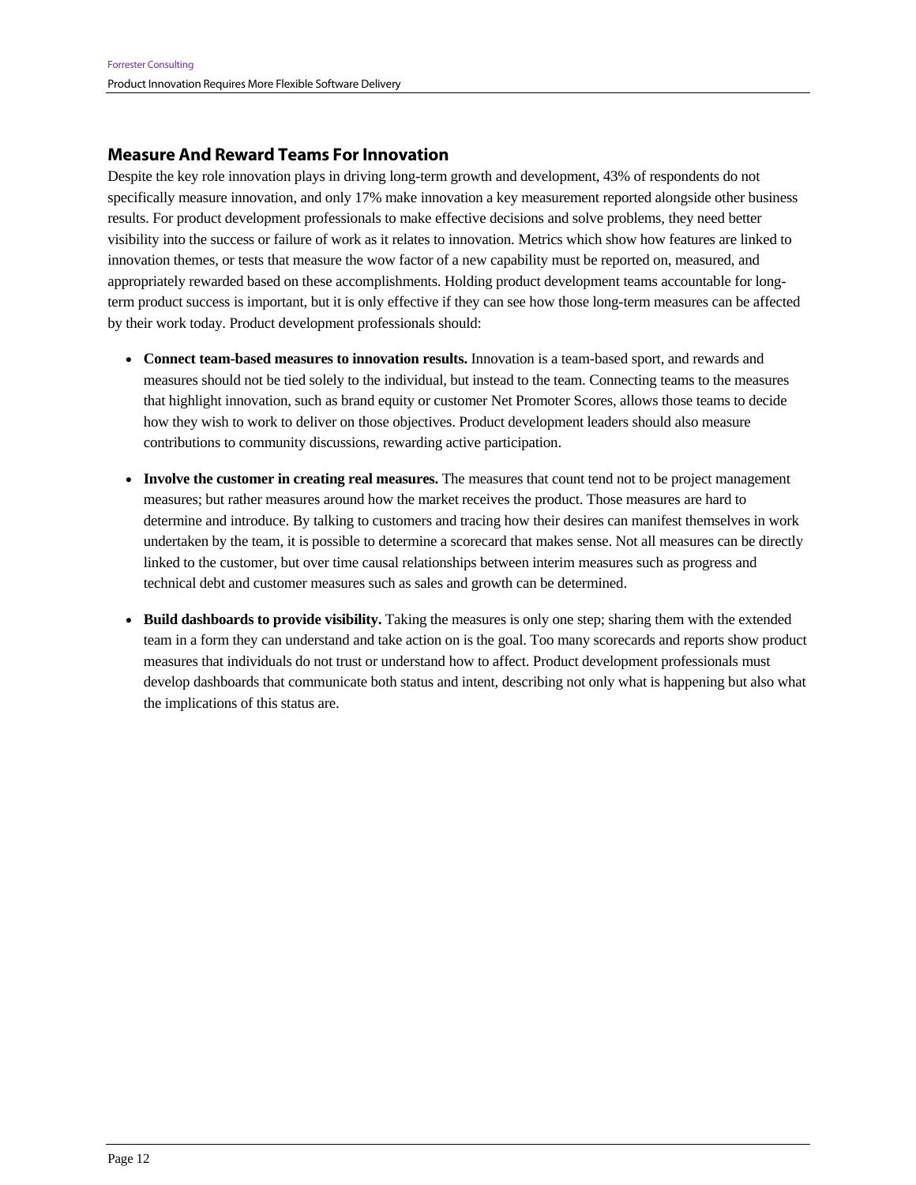## Measure And Reward Teams For Innovation

Despite the key role innovation plays in driving long-term growth and development, 43% of respondents do not specifically measure innovation, and only 17% make innovation a key measurement reported alongside other business results. For product development professionals to make effective decisions and solve problems, they need better visibility into the success or failure of work as it relates to innovation. Metrics which show how features are linked to innovation themes, or tests that measure the wow factor of a new capability must be reported on, measured, and appropriately rewarded based on these accomplishments. Holding product development teams accountable for long-term product success is important, but it is only effective if they can see how those long-term measures can be affected by their work today. Product development professionals should:

- **Connect team-based measures to innovation results.** Innovation is a team-based sport, and rewards and measures should not be tied solely to the individual, but instead to the team. Connecting teams to the measures that highlight innovation, such as brand equity or customer Net Promoter Scores, allows those teams to decide how they wish to work to deliver on those objectives. Product development leaders should also measure contributions to community discussions, rewarding active participation.

- **Involve the customer in creating real measures.** The measures that count tend not to be project management measures; but rather measures around how the market receives the product. Those measures are hard to determine and introduce. By talking to customers and tracing how their desires can manifest themselves in work undertaken by the team, it is possible to determine a scorecard that makes sense. Not all measures can be directly linked to the customer, but over time causal relationships between interim measures such as progress and technical debt and customer measures such as sales and growth can be determined.

- **Build dashboards to provide visibility.** Taking the measures is only one step; sharing them with the extended team in a form they can understand and take action on is the goal. Too many scorecards and reports show product measures that individuals do not trust or understand how to affect. Product development professionals must develop dashboards that communicate both status and intent, describing not only what is happening but also what the implications of this status are.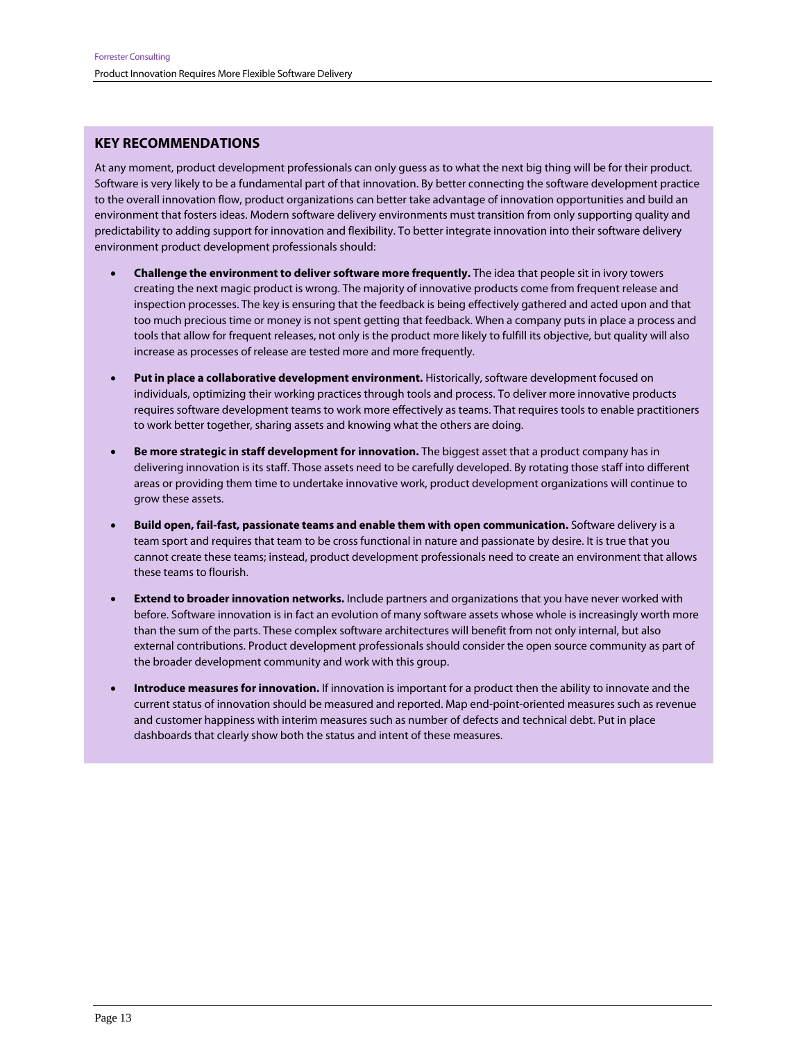## KEY RECOMMENDATIONS

At any moment, product development professionals can only guess as to what the next big thing will be for their product. Software is very likely to be a fundamental part of that innovation. By better connecting the software development practice to the overall innovation flow, product organizations can better take advantage of innovation opportunities and build an environment that fosters ideas. Modern software delivery environments must transition from only supporting quality and predictability to adding support for innovation and flexibility. To better integrate innovation into their software delivery environment product development professionals should:

- **Challenge the environment to deliver software more frequently.** The idea that people sit in ivory towers creating the next magic product is wrong. The majority of innovative products come from frequent release and inspection processes. The key is ensuring that the feedback is being effectively gathered and acted upon and that too much precious time or money is not spent getting that feedback. When a company puts in place a process and tools that allow for frequent releases, not only is the product more likely to fulfill its objective, but quality will also increase as processes of release are tested more and more frequently.

- **Put in place a collaborative development environment.** Historically, software development focused on individuals, optimizing their working practices through tools and process. To deliver more innovative products requires software development teams to work more effectively as teams. That requires tools to enable practitioners to work better together, sharing assets and knowing what the others are doing.

- **Be more strategic in staff development for innovation.** The biggest asset that a product company has in delivering innovation is its staff. Those assets need to be carefully developed. By rotating those staff into different areas or providing them time to undertake innovative work, product development organizations will continue to grow these assets.

- **Build open, fail-fast, passionate teams and enable them with open communication.** Software delivery is a team sport and requires that team to be cross functional in nature and passionate by desire. It is true that you cannot create these teams; instead, product development professionals need to create an environment that allows these teams to flourish.

- **Extend to broader innovation networks.** Include partners and organizations that you have never worked with before. Software innovation is in fact an evolution of many software assets whose whole is increasingly worth more than the sum of the parts. These complex software architectures will benefit from not only internal, but also external contributions. Product development professionals should consider the open source community as part of the broader development community and work with this group.

- **Introduce measures for innovation.** If innovation is important for a product then the ability to innovate and the current status of innovation should be measured and reported. Map end-point-oriented measures such as revenue and customer happiness with interim measures such as number of defects and technical debt. Put in place dashboards that clearly show both the status and intent of these measures.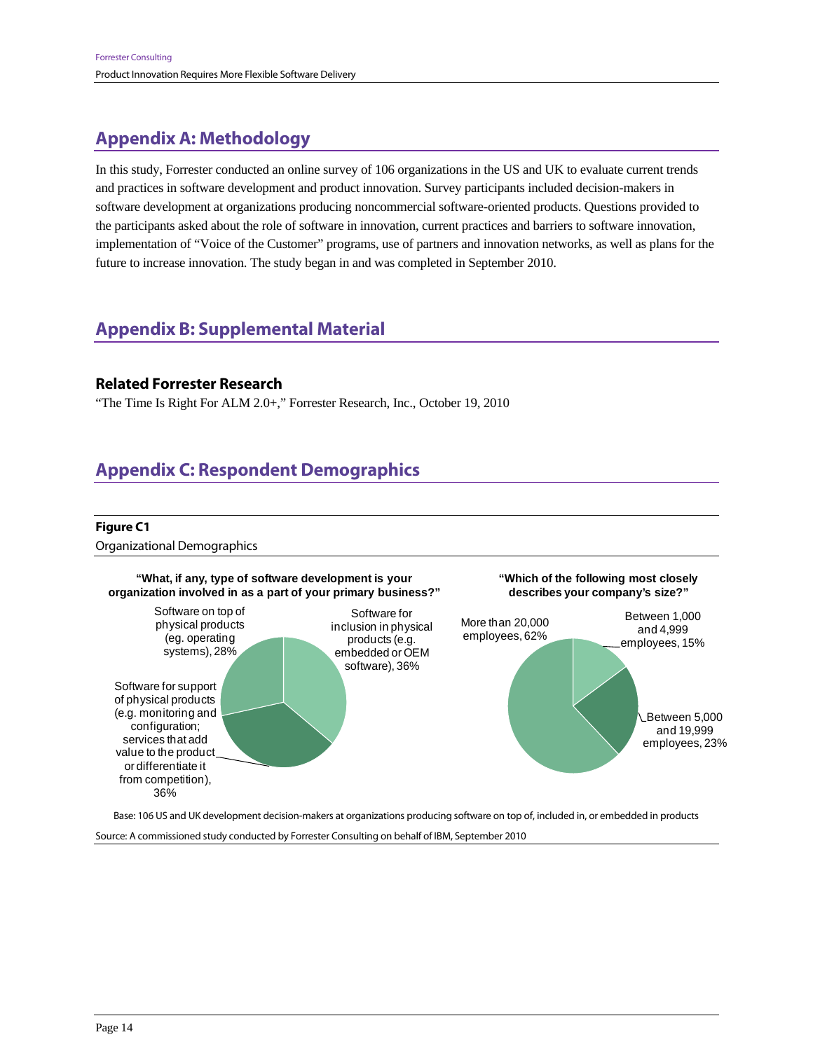## Appendix A: Methodology

In this study, Forrester conducted an online survey of 106 organizations in the US and UK to evaluate current trends and practices in software development and product innovation. Survey participants included decision-makers in software development at organizations producing noncommercial software-oriented products. Questions provided to the participants asked about the role of software in innovation, current practices and barriers to software innovation, implementation of "Voice of the Customer" programs, use of partners and innovation networks, as well as plans for the future to increase innovation. The study began in and was completed in September 2010.

## Appendix B: Supplemental Material

### Related Forrester Research

"The Time Is Right For ALM 2.0+," Forrester Research, Inc., October 19, 2010

## Appendix C: Respondent Demographics

**Figure C1**

Organizational Demographics

**"What, if any, type of software development is your organization involved in as a part of your primary business?"**

- Software for inclusion in physical products (e.g. embedded or OEM software), 36%
- Software for support of physical products (e.g. monitoring and configuration; services that add value to the product or differentiate it from competition), 36%
- Software on top of physical products (eg. operating systems), 28%

**"Which of the following most closely describes your company's size?"**

- More than 20,000 employees, 62%
- Between 1,000 and 4,999 employees, 15%
- Between 5,000 and 19,999 employees, 23%

Base: 106 US and UK development decision-makers at organizations producing software on top of, included in, or embedded in products

Source: A commissioned study conducted by Forrester Consulting on behalf of IBM, September 2010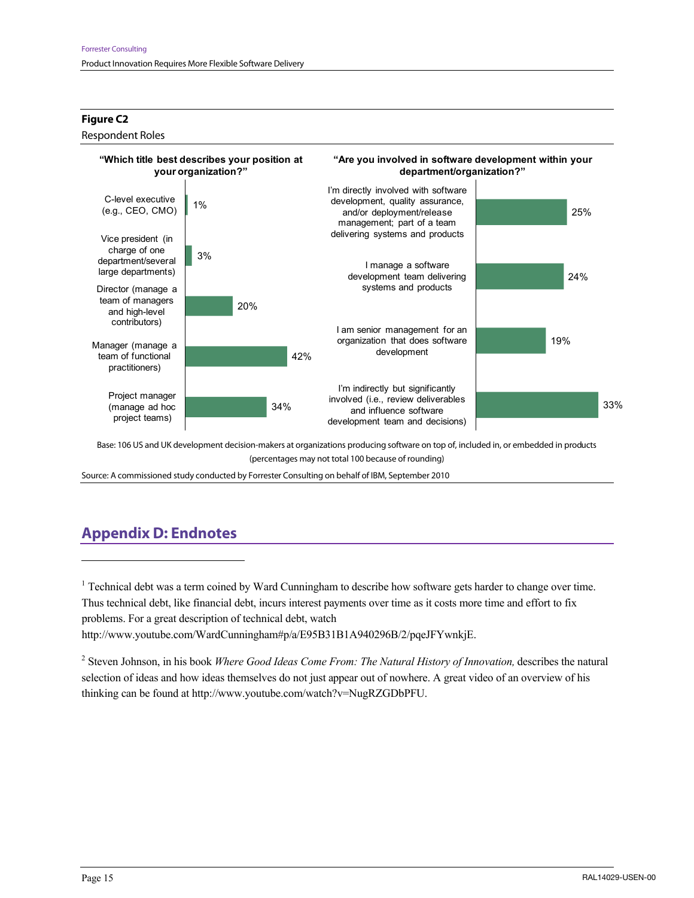**Figure C2**

Respondent Roles

"Which title best describes your position at your organization?"

C-level executive (e.g., CEO, CMO)
1%

Vice president (in charge of one department/several large departments)
3%

Director (manage a team of managers and high-level contributors)
20%

Manager (manage a team of functional practitioners)
42%

Project manager (manage ad hoc project teams)
34%

"Are you involved in software development within your department/organization?"

I'm directly involved with software development, quality assurance, and/or deployment/release management; part of a team delivering systems and products
25%

I manage a software development team delivering systems and products
24%

I am senior management for an organization that does software development
19%

I'm indirectly but significantly involved (i.e., review deliverables and influence software development team and decisions)
33%

Base: 106 US and UK development decision-makers at organizations producing software on top of, included in, or embedded in products (percentages may not total 100 because of rounding)

Source: A commissioned study conducted by Forrester Consulting on behalf of IBM, September 2010

## Appendix D: Endnotes

[1] Technical debt was a term coined by Ward Cunningham to describe how software gets harder to change over time. Thus technical debt, like financial debt, incurs interest payments over time as it costs more time and effort to fix problems. For a great description of technical debt, watch http://www.youtube.com/WardCunningham#p/a/E95B31B1A940296B/2/pqeJFYwnkjE.

[2] Steven Johnson, in his book *Where Good Ideas Come From: The Natural History of Innovation,* describes the natural selection of ideas and how ideas themselves do not just appear out of nowhere. A great video of an overview of his thinking can be found at http://www.youtube.com/watch?v=NugRZGDbPFU.